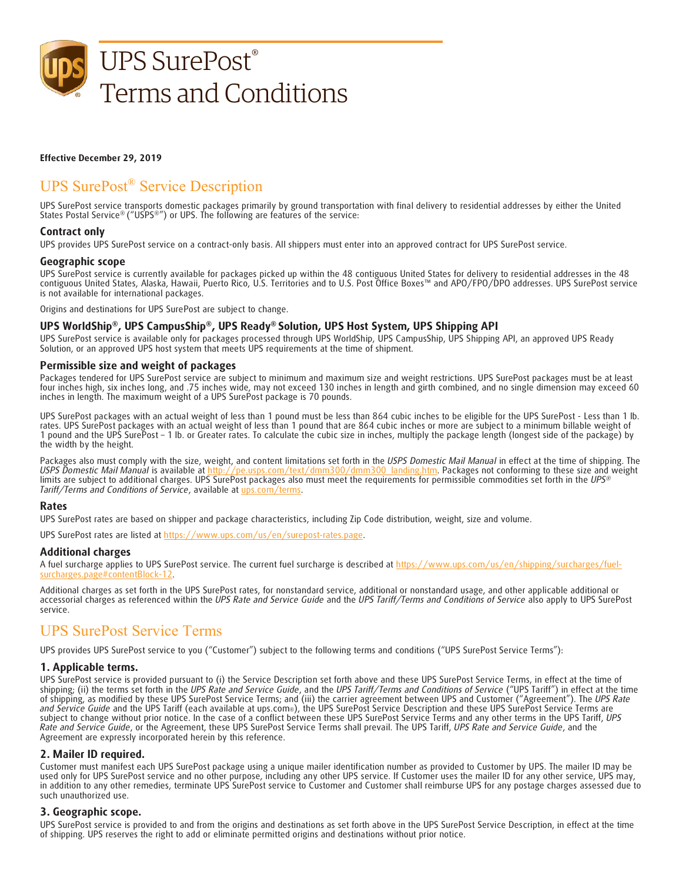# UPS SurePost®
# Terms and Conditions

**Effective December 29, 2019**

## UPS SurePost® Service Description

UPS SurePost service transports domestic packages primarily by ground transportation with final delivery to residential addresses by either the United States Postal Service® ("USPS®") or UPS. The following are features of the service:

### Contract only

UPS provides UPS SurePost service on a contract-only basis. All shippers must enter into an approved contract for UPS SurePost service.

### Geographic scope

UPS SurePost service is currently available for packages picked up within the 48 contiguous United States for delivery to residential addresses in the 48 contiguous United States, Alaska, Hawaii, Puerto Rico, U.S. Territories and to U.S. Post Office Boxes™ and APO/FPO/DPO addresses. UPS SurePost service is not available for international packages.

Origins and destinations for UPS SurePost are subject to change.

### UPS WorldShip®, UPS CampusShip®, UPS Ready® Solution, UPS Host System, UPS Shipping API

UPS SurePost service is available only for packages processed through UPS WorldShip, UPS CampusShip, UPS Shipping API, an approved UPS Ready Solution, or an approved UPS host system that meets UPS requirements at the time of shipment.

### Permissible size and weight of packages

Packages tendered for UPS SurePost service are subject to minimum and maximum size and weight restrictions. UPS SurePost packages must be at least four inches high, six inches long, and .75 inches wide, may not exceed 130 inches in length and girth combined, and no single dimension may exceed 60 inches in length. The maximum weight of a UPS SurePost package is 70 pounds.

UPS SurePost packages with an actual weight of less than 1 pound must be less than 864 cubic inches to be eligible for the UPS SurePost - Less than 1 lb. rates. UPS SurePost packages with an actual weight of less than 1 pound that are 864 cubic inches or more are subject to a minimum billable weight of 1 pound and the UPS SurePost – 1 lb. or Greater rates. To calculate the cubic size in inches, multiply the package length (longest side of the package) by the width by the height.

Packages also must comply with the size, weight, and content limitations set forth in the *USPS Domestic Mail Manual* in effect at the time of shipping. The *USPS Domestic Mail Manual* is available at http://pe.usps.com/text/dmm300/dmm300_landing.htm. Packages not conforming to these size and weight limits are subject to additional charges. UPS SurePost packages also must meet the requirements for permissible commodities set forth in the *UPS® Tariff/Terms and Conditions of Service*, available at ups.com/terms.

### Rates

UPS SurePost rates are based on shipper and package characteristics, including Zip Code distribution, weight, size and volume.

UPS SurePost rates are listed at https://www.ups.com/us/en/surepost-rates.page.

### Additional charges

A fuel surcharge applies to UPS SurePost service. The current fuel surcharge is described at https://www.ups.com/us/en/shipping/surcharges/fuel-surcharges.page#contentBlock-12.

Additional charges as set forth in the UPS SurePost rates, for nonstandard service, additional or nonstandard usage, and other applicable additional or accessorial charges as referenced within the *UPS Rate and Service Guide* and the *UPS Tariff/Terms and Conditions of Service* also apply to UPS SurePost service.

## UPS SurePost Service Terms

UPS provides UPS SurePost service to you ("Customer") subject to the following terms and conditions ("UPS SurePost Service Terms"):

### 1. Applicable terms.

UPS SurePost service is provided pursuant to (i) the Service Description set forth above and these UPS SurePost Service Terms, in effect at the time of shipping; (ii) the terms set forth in the *UPS Rate and Service Guide*, and the *UPS Tariff/Terms and Conditions of Service* ("UPS Tariff") in effect at the time of shipping, as modified by these UPS SurePost Service Terms; and (iii) the carrier agreement between UPS and Customer ("Agreement"). The *UPS Rate and Service Guide* and the UPS Tariff (each available at ups.com®), the UPS SurePost Service Description and these UPS SurePost Service Terms are subject to change without prior notice. In the case of a conflict between these UPS SurePost Service Terms and any other terms in the UPS Tariff, *UPS Rate and Service Guide*, or the Agreement, these UPS SurePost Service Terms shall prevail. The UPS Tariff, *UPS Rate and Service Guide*, and the Agreement are expressly incorporated herein by this reference.

### 2. Mailer ID required.

Customer must manifest each UPS SurePost package using a unique mailer identification number as provided to Customer by UPS. The mailer ID may be used only for UPS SurePost service and no other purpose, including any other UPS service. If Customer uses the mailer ID for any other service, UPS may, in addition to any other remedies, terminate UPS SurePost service to Customer and Customer shall reimburse UPS for any postage charges assessed due to such unauthorized use.

### 3. Geographic scope.

UPS SurePost service is provided to and from the origins and destinations as set forth above in the UPS SurePost Service Description, in effect at the time of shipping. UPS reserves the right to add or eliminate permitted origins and destinations without prior notice.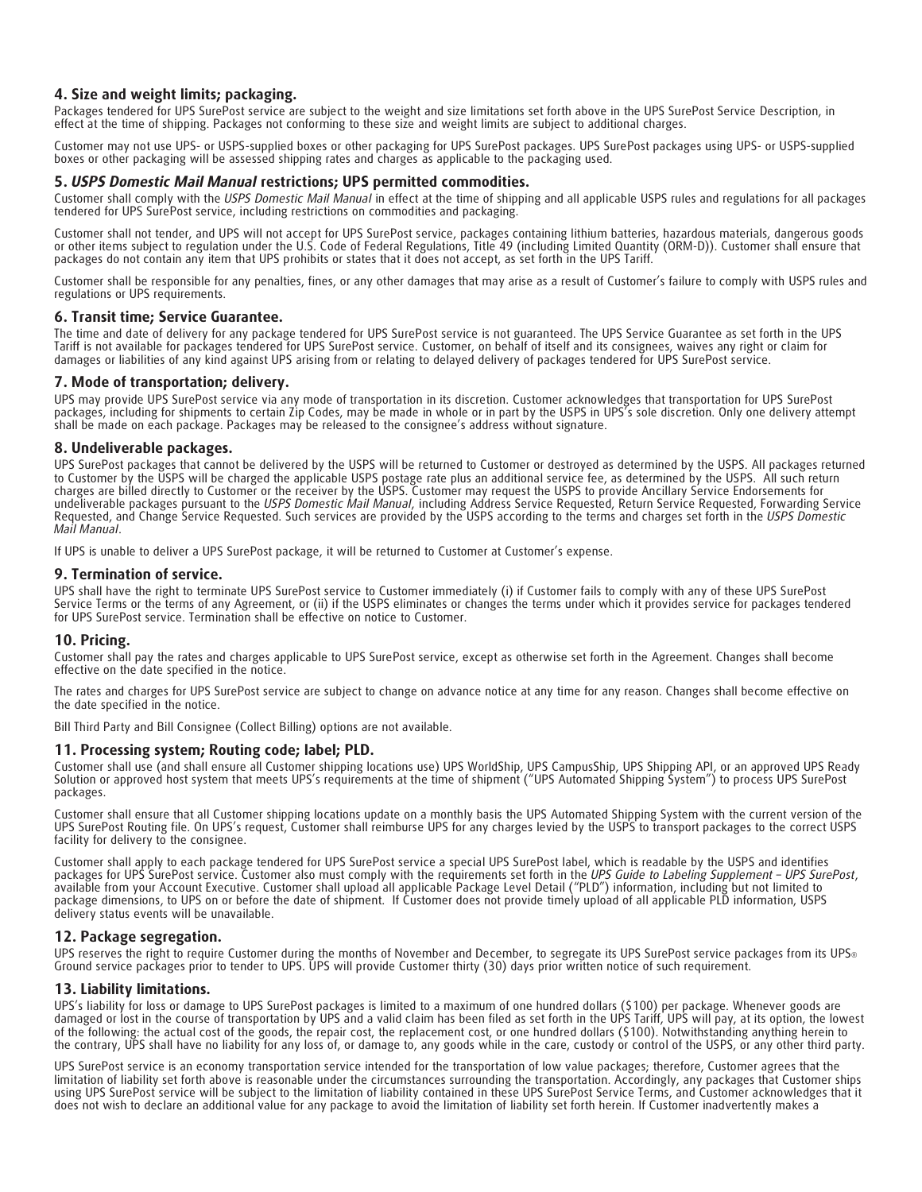### 4. Size and weight limits; packaging.

Packages tendered for UPS SurePost service are subject to the weight and size limitations set forth above in the UPS SurePost Service Description, in effect at the time of shipping. Packages not conforming to these size and weight limits are subject to additional charges.

Customer may not use UPS- or USPS-supplied boxes or other packaging for UPS SurePost packages. UPS SurePost packages using UPS- or USPS-supplied boxes or other packaging will be assessed shipping rates and charges as applicable to the packaging used.

### 5. *USPS Domestic Mail Manual* restrictions; UPS permitted commodities.

Customer shall comply with the *USPS Domestic Mail Manual* in effect at the time of shipping and all applicable USPS rules and regulations for all packages tendered for UPS SurePost service, including restrictions on commodities and packaging.

Customer shall not tender, and UPS will not accept for UPS SurePost service, packages containing lithium batteries, hazardous materials, dangerous goods or other items subject to regulation under the U.S. Code of Federal Regulations, Title 49 (including Limited Quantity (ORM-D)). Customer shall ensure that packages do not contain any item that UPS prohibits or states that it does not accept, as set forth in the UPS Tariff.

Customer shall be responsible for any penalties, fines, or any other damages that may arise as a result of Customer's failure to comply with USPS rules and regulations or UPS requirements.

### 6. Transit time; Service Guarantee.

The time and date of delivery for any package tendered for UPS SurePost service is not guaranteed. The UPS Service Guarantee as set forth in the UPS Tariff is not available for packages tendered for UPS SurePost service. Customer, on behalf of itself and its consignees, waives any right or claim for damages or liabilities of any kind against UPS arising from or relating to delayed delivery of packages tendered for UPS SurePost service.

### 7. Mode of transportation; delivery.

UPS may provide UPS SurePost service via any mode of transportation in its discretion. Customer acknowledges that transportation for UPS SurePost packages, including for shipments to certain Zip Codes, may be made in whole or in part by the USPS in UPS's sole discretion. Only one delivery attempt shall be made on each package. Packages may be released to the consignee's address without signature.

### 8. Undeliverable packages.

UPS SurePost packages that cannot be delivered by the USPS will be returned to Customer or destroyed as determined by the USPS. All packages returned to Customer by the USPS will be charged the applicable USPS postage rate plus an additional service fee, as determined by the USPS. All such return charges are billed directly to Customer or the receiver by the USPS. Customer may request the USPS to provide Ancillary Service Endorsements for undeliverable packages pursuant to the *USPS Domestic Mail Manual*, including Address Service Requested, Return Service Requested, Forwarding Service Requested, and Change Service Requested. Such services are provided by the USPS according to the terms and charges set forth in the *USPS Domestic Mail Manual*.

If UPS is unable to deliver a UPS SurePost package, it will be returned to Customer at Customer's expense.

### 9. Termination of service.

UPS shall have the right to terminate UPS SurePost service to Customer immediately (i) if Customer fails to comply with any of these UPS SurePost Service Terms or the terms of any Agreement, or (ii) if the USPS eliminates or changes the terms under which it provides service for packages tendered for UPS SurePost service. Termination shall be effective on notice to Customer.

### 10. Pricing.

Customer shall pay the rates and charges applicable to UPS SurePost service, except as otherwise set forth in the Agreement. Changes shall become effective on the date specified in the notice.

The rates and charges for UPS SurePost service are subject to change on advance notice at any time for any reason. Changes shall become effective on the date specified in the notice.

Bill Third Party and Bill Consignee (Collect Billing) options are not available.

### 11. Processing system; Routing code; label; PLD.

Customer shall use (and shall ensure all Customer shipping locations use) UPS WorldShip, UPS CampusShip, UPS Shipping API, or an approved UPS Ready Solution or approved host system that meets UPS's requirements at the time of shipment ("UPS Automated Shipping System") to process UPS SurePost packages.

Customer shall ensure that all Customer shipping locations update on a monthly basis the UPS Automated Shipping System with the current version of the UPS SurePost Routing file. On UPS's request, Customer shall reimburse UPS for any charges levied by the USPS to transport packages to the correct USPS facility for delivery to the consignee.

Customer shall apply to each package tendered for UPS SurePost service a special UPS SurePost label, which is readable by the USPS and identifies packages for UPS SurePost service. Customer also must comply with the requirements set forth in the *UPS Guide to Labeling Supplement – UPS SurePost*, available from your Account Executive. Customer shall upload all applicable Package Level Detail ("PLD") information, including but not limited to package dimensions, to UPS on or before the date of shipment. If Customer does not provide timely upload of all applicable PLD information, USPS delivery status events will be unavailable.

### 12. Package segregation.

UPS reserves the right to require Customer during the months of November and December, to segregate its UPS SurePost service packages from its UPS® Ground service packages prior to tender to UPS. UPS will provide Customer thirty (30) days prior written notice of such requirement.

### 13. Liability limitations.

UPS's liability for loss or damage to UPS SurePost packages is limited to a maximum of one hundred dollars ($100) per package. Whenever goods are damaged or lost in the course of transportation by UPS and a valid claim has been filed as set forth in the UPS Tariff, UPS will pay, at its option, the lowest of the following: the actual cost of the goods, the repair cost, the replacement cost, or one hundred dollars ($100). Notwithstanding anything herein to the contrary, UPS shall have no liability for any loss of, or damage to, any goods while in the care, custody or control of the USPS, or any other third party.

UPS SurePost service is an economy transportation service intended for the transportation of low value packages; therefore, Customer agrees that the limitation of liability set forth above is reasonable under the circumstances surrounding the transportation. Accordingly, any packages that Customer ships using UPS SurePost service will be subject to the limitation of liability contained in these UPS SurePost Service Terms, and Customer acknowledges that it does not wish to declare an additional value for any package to avoid the limitation of liability set forth herein. If Customer inadvertently makes a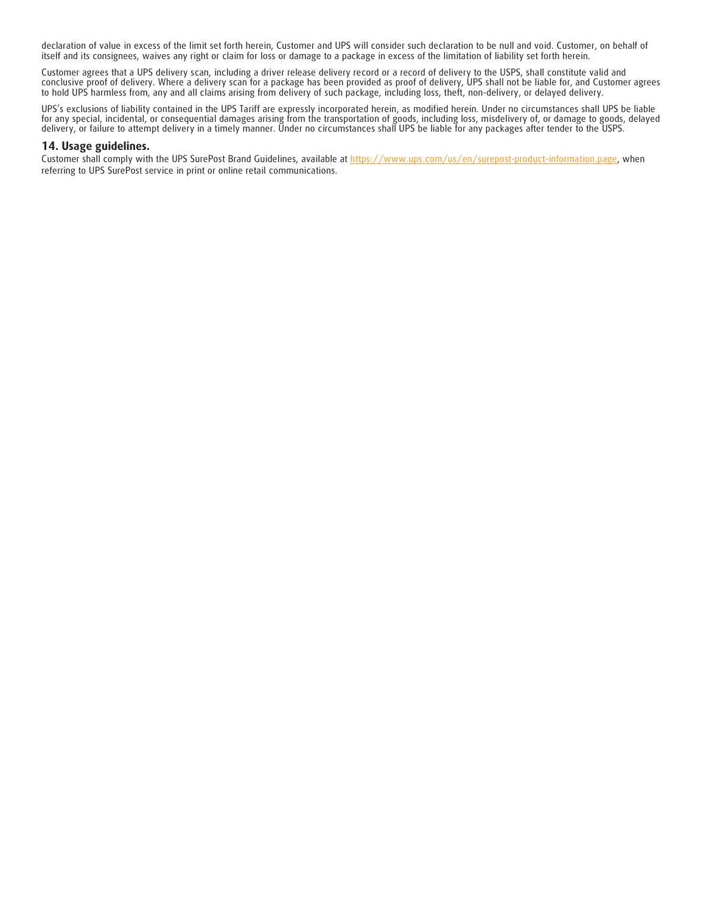declaration of value in excess of the limit set forth herein, Customer and UPS will consider such declaration to be null and void. Customer, on behalf of itself and its consignees, waives any right or claim for loss or damage to a package in excess of the limitation of liability set forth herein.

Customer agrees that a UPS delivery scan, including a driver release delivery record or a record of delivery to the USPS, shall constitute valid and conclusive proof of delivery. Where a delivery scan for a package has been provided as proof of delivery, UPS shall not be liable for, and Customer agrees to hold UPS harmless from, any and all claims arising from delivery of such package, including loss, theft, non-delivery, or delayed delivery.

UPS's exclusions of liability contained in the UPS Tariff are expressly incorporated herein, as modified herein. Under no circumstances shall UPS be liable for any special, incidental, or consequential damages arising from the transportation of goods, including loss, misdelivery of, or damage to goods, delayed delivery, or failure to attempt delivery in a timely manner. Under no circumstances shall UPS be liable for any packages after tender to the USPS.

### 14. Usage guidelines.

Customer shall comply with the UPS SurePost Brand Guidelines, available at [https://www.ups.com/us/en/surepost-product-information.page](https://www.ups.com/us/en/surepost-product-information.page), when referring to UPS SurePost service in print or online retail communications.